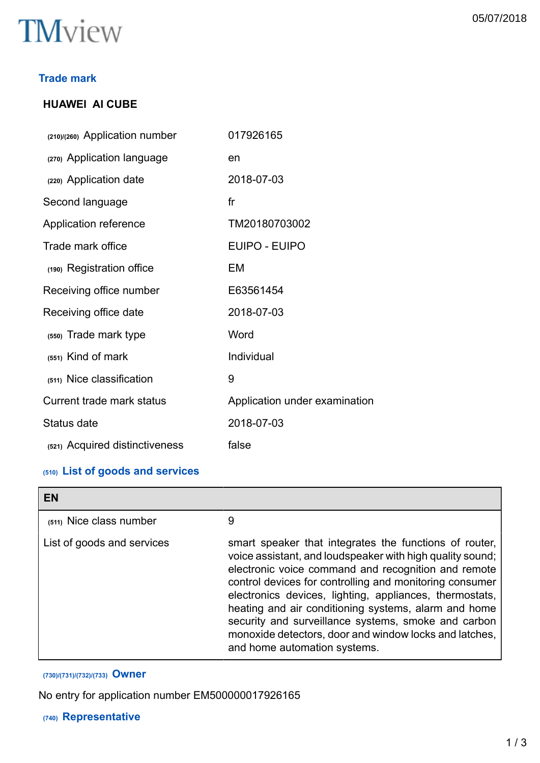TMview

05/07/2018

## Trade mark

### HUAWEI AI CUBE

| | |
|---|---|
| (210)/(260) Application number | 017926165 |
| (270) Application language | en |
| (220) Application date | 2018-07-03 |
| Second language | fr |
| Application reference | TM20180703002 |
| Trade mark office | EUIPO - EUIPO |
| (190) Registration office | EM |
| Receiving office number | E63561454 |
| Receiving office date | 2018-07-03 |
| (550) Trade mark type | Word |
| (551) Kind of mark | Individual |
| (511) Nice classification | 9 |
| Current trade mark status | Application under examination |
| Status date | 2018-07-03 |
| (521) Acquired distinctiveness | false |

## (510) List of goods and services

| EN | |
|---|---|
| (511) Nice class number | 9 |
| List of goods and services | smart speaker that integrates the functions of router, voice assistant, and loudspeaker with high quality sound; electronic voice command and recognition and remote control devices for controlling and monitoring consumer electronics devices, lighting, appliances, thermostats, heating and air conditioning systems, alarm and home security and surveillance systems, smoke and carbon monoxide detectors, door and window locks and latches, and home automation systems. |

## (730)/(731)/(732)/(733) Owner

No entry for application number EM500000017926165

## (740) Representative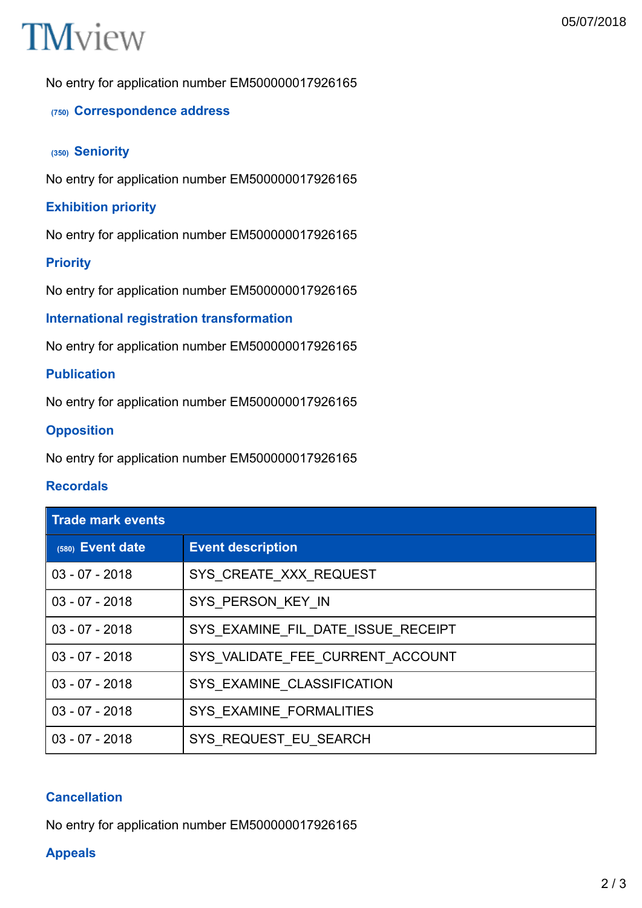No entry for application number EM500000017926165

**(750) Correspondence address**

**(350) Seniority**

No entry for application number EM500000017926165

**Exhibition priority**

No entry for application number EM500000017926165

**Priority**

No entry for application number EM500000017926165

**International registration transformation**

No entry for application number EM500000017926165

**Publication**

No entry for application number EM500000017926165

**Opposition**

No entry for application number EM500000017926165

**Recordals**

| Trade mark events | |
|---|---|
| (580) Event date | Event description |
| 03 - 07 - 2018 | SYS_CREATE_XXX_REQUEST |
| 03 - 07 - 2018 | SYS_PERSON_KEY_IN |
| 03 - 07 - 2018 | SYS_EXAMINE_FIL_DATE_ISSUE_RECEIPT |
| 03 - 07 - 2018 | SYS_VALIDATE_FEE_CURRENT_ACCOUNT |
| 03 - 07 - 2018 | SYS_EXAMINE_CLASSIFICATION |
| 03 - 07 - 2018 | SYS_EXAMINE_FORMALITIES |
| 03 - 07 - 2018 | SYS_REQUEST_EU_SEARCH |

**Cancellation**

No entry for application number EM500000017926165

**Appeals**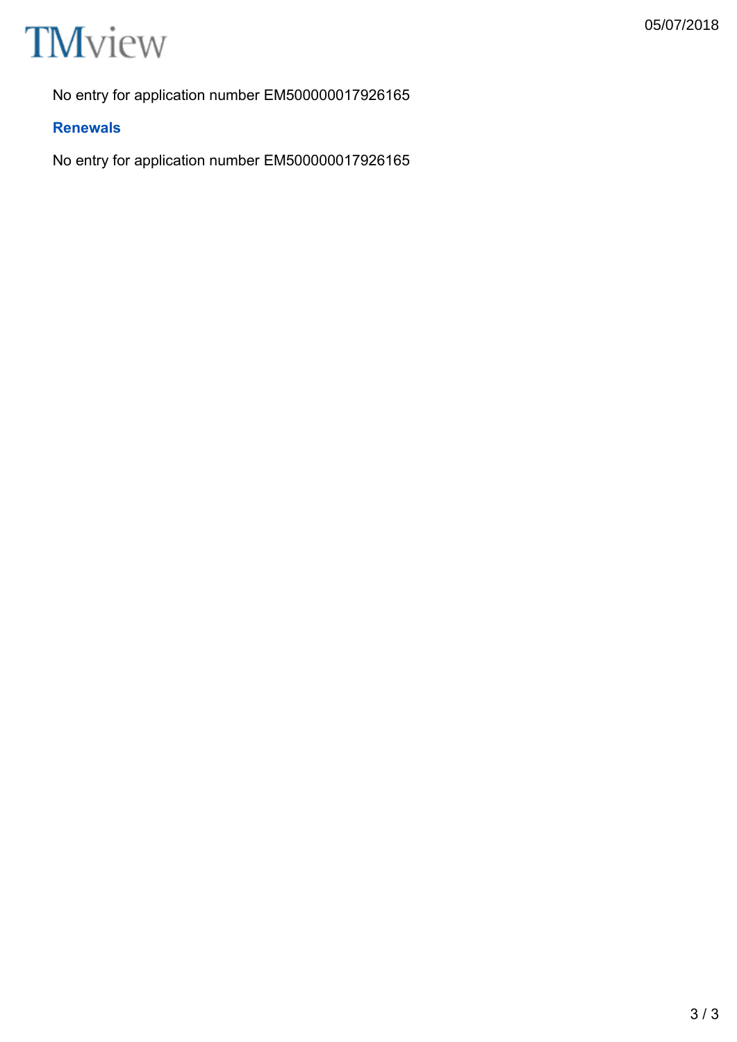No entry for application number EM500000017926165

## Renewals

No entry for application number EM500000017926165